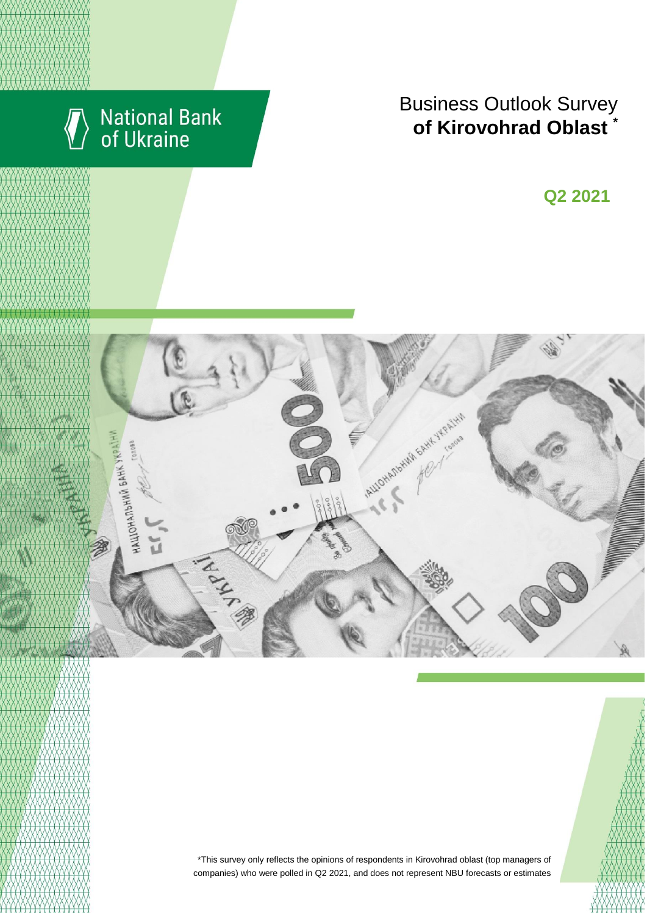National Bank of Ukraine

# Business Outlook Survey **of Kirovohrad Oblast** *

## Q2 2021

*This survey only reflects the opinions of respondents in Kirovohrad oblast (top managers of companies) who were polled in Q2 2021, and does not represent NBU forecasts or estimates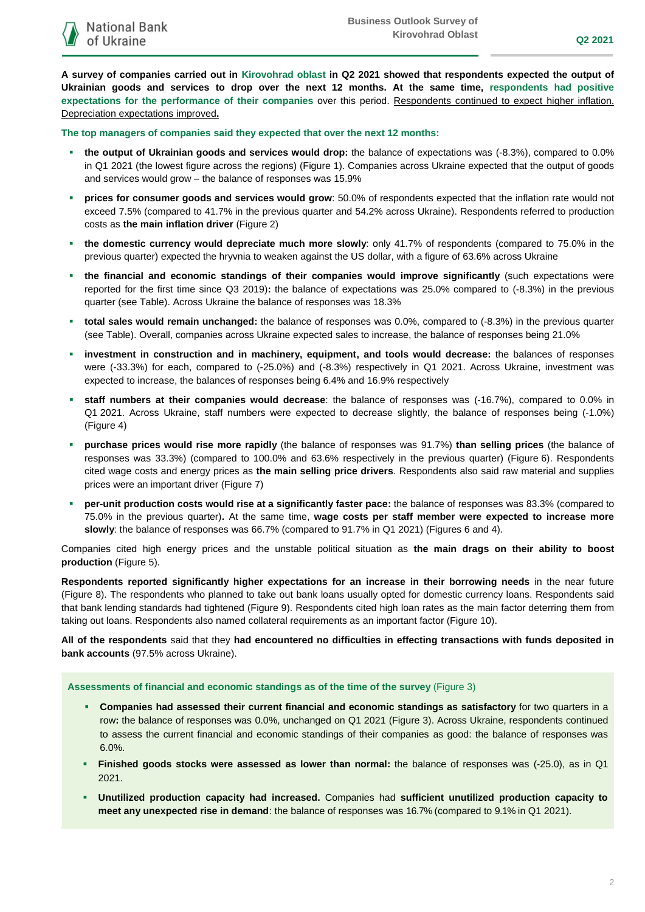**A survey of companies carried out in Kirovohrad oblast in Q2 2021 showed that respondents expected the output of Ukrainian goods and services to drop over the next 12 months. At the same time, respondents had positive expectations for the performance of their companies** over this period. Respondents continued to expect higher inflation. Depreciation expectations improved**.**

**The top managers of companies said they expected that over the next 12 months:**

- **the output of Ukrainian goods and services would drop:** the balance of expectations was (-8.3%), compared to 0.0% in Q1 2021 (the lowest figure across the regions) (Figure 1). Companies across Ukraine expected that the output of goods and services would grow – the balance of responses was 15.9%
- **prices for consumer goods and services would grow**: 50.0% of respondents expected that the inflation rate would not exceed 7.5% (compared to 41.7% in the previous quarter and 54.2% across Ukraine). Respondents referred to production costs as **the main inflation driver** (Figure 2)
- **the domestic currency would depreciate much more slowly**: only 41.7% of respondents (compared to 75.0% in the previous quarter) expected the hryvnia to weaken against the US dollar, with a figure of 63.6% across Ukraine
- **the financial and economic standings of their companies would improve significantly** (such expectations were reported for the first time since Q3 2019)**:** the balance of expectations was 25.0% compared to (-8.3%) in the previous quarter (see Table). Across Ukraine the balance of responses was 18.3%
- **total sales would remain unchanged:** the balance of responses was 0.0%, compared to (-8.3%) in the previous quarter (see Table). Overall, companies across Ukraine expected sales to increase, the balance of responses being 21.0%
- **investment in construction and in machinery, equipment, and tools would decrease:** the balances of responses were (-33.3%) for each, compared to (-25.0%) and (-8.3%) respectively in Q1 2021. Across Ukraine, investment was expected to increase, the balances of responses being 6.4% and 16.9% respectively
- **staff numbers at their companies would decrease**: the balance of responses was (-16.7%), compared to 0.0% in Q1 2021. Across Ukraine, staff numbers were expected to decrease slightly, the balance of responses being (-1.0%) (Figure 4)
- **purchase prices would rise more rapidly** (the balance of responses was 91.7%) **than selling prices** (the balance of responses was 33.3%) (compared to 100.0% and 63.6% respectively in the previous quarter) (Figure 6). Respondents cited wage costs and energy prices as **the main selling price drivers**. Respondents also said raw material and supplies prices were an important driver (Figure 7)
- **per-unit production costs would rise at a significantly faster pace:** the balance of responses was 83.3% (compared to 75.0% in the previous quarter)**.** At the same time, **wage costs per staff member were expected to increase more slowly**: the balance of responses was 66.7% (compared to 91.7% in Q1 2021) (Figures 6 and 4).

Companies cited high energy prices and the unstable political situation as **the main drags on their ability to boost production** (Figure 5).

**Respondents reported significantly higher expectations for an increase in their borrowing needs** in the near future (Figure 8). The respondents who planned to take out bank loans usually opted for domestic currency loans. Respondents said that bank lending standards had tightened (Figure 9). Respondents cited high loan rates as the main factor deterring them from taking out loans. Respondents also named collateral requirements as an important factor (Figure 10).

**All of the respondents** said that they **had encountered no difficulties in effecting transactions with funds deposited in bank accounts** (97.5% across Ukraine).

**Assessments of financial and economic standings as of the time of the survey** (Figure 3)

- **Companies had assessed their current financial and economic standings as satisfactory** for two quarters in a row**:** the balance of responses was 0.0%, unchanged on Q1 2021 (Figure 3). Across Ukraine, respondents continued to assess the current financial and economic standings of their companies as good: the balance of responses was 6.0%.
- **Finished goods stocks were assessed as lower than normal:** the balance of responses was (-25.0), as in Q1 2021.
- **Unutilized production capacity had increased.** Companies had **sufficient unutilized production capacity to meet any unexpected rise in demand**: the balance of responses was 16.7% (compared to 9.1% in Q1 2021).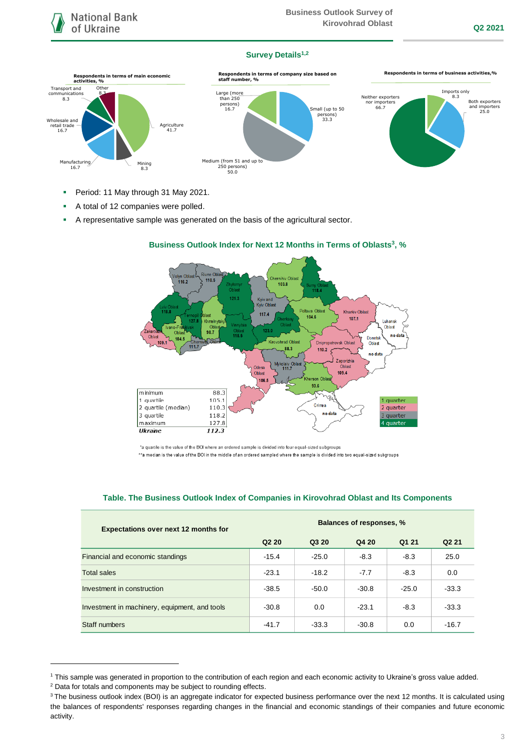## Survey Details[1,2]

**Respondents in terms of main economic activities, %**

- Agriculture 41.7
- Mining 8.3
- Manufacturing 16.7
- Wholesale and retail trade 16.7
- Transport and communications 8.3
- Other 8.3

**Respondents in terms of company size based on staff number, %**

- Small (up to 50 persons) 33.3
- Medium (from 51 and up to 250 persons) 50.0
- Large (more than 250 persons) 16.7

**Respondents in terms of business activities,%**

- Imports only 8.3
- Both exporters and importers 25.0
- Neither exporters nor importers 66.7

- Period: 11 May through 31 May 2021.
- A total of 12 companies were polled.
- A representative sample was generated on the basis of the agricultural sector.

### Business Outlook Index for Next 12 Months in Terms of Oblasts[3], %

| Oblast | BOI |
|---|---|
| Volyn Oblast | 116.2 |
| Rivne Oblast | 110.5 |
| Zhytomyr Oblast | 121.3 |
| Chernihiv Oblast | 103.8 |
| Sumy Oblast | 118.4 |
| Kyiv and Kyiv Oblast | 117.4 |
| Lviv Oblast | 118.8 |
| Ternopil Oblast | 127.8 |
| Khmelnytskyi Oblast | 98.7 |
| Vinnytsia Oblast | 118.6 |
| Cherkasy Oblast | 123.0 |
| Poltava Oblast | 104.6 |
| Kharkiv Oblast | 107.1 |
| Luhansk Oblast | no data |
| Donetsk Oblast | no data |
| Zakarpattia Oblast | 109.1 |
| Ivano-Frankivsk Oblast | 104.5 |
| Chernivtsi Oblast | 111.7 |
| Kirovohrad Oblast | 88.3 |
| Dnipropetrovsk Oblast | 110.2 |
| Odesa Oblast | 106.5 |
| Mykolaiv Oblast | 111.7 |
| Zaporizhia Oblast | 109.4 |
| Kherson Oblast | 93.6 |
| Crimea | no data |

| | |
|---|---|
| minimum | 88.3 |
| 1 quartile | 105.1 |
| 2 quartile (median) | 110.3 |
| 3 quartile | 118.2 |
| maximum | 127.8 |
| *Ukraine* | *112.3* |

Legend: 1 quarter, 2 quarter, 3 quarter, 4 quarter

*a quartile is the value of the BOI where an ordered sample is divided into four equal-sized subgroups

**a median is the value of the BOI in the middle of an ordered sampled where the sample is divided into two equal-sized subgroups

### Table. The Business Outlook Index of Companies in Kirovohrad Oblast and Its Components

| Expectations over next 12 months for | Balances of responses, % | | | | |
|---|---|---|---|---|---|
| | Q2 20 | Q3 20 | Q4 20 | Q1 21 | Q2 21 |
| Financial and economic standings | -15.4 | -25.0 | -8.3 | -8.3 | 25.0 |
| Total sales | -23.1 | -18.2 | -7.7 | -8.3 | 0.0 |
| Investment in construction | -38.5 | -50.0 | -30.8 | -25.0 | -33.3 |
| Investment in machinery, equipment, and tools | -30.8 | 0.0 | -23.1 | -8.3 | -33.3 |
| Staff numbers | -41.7 | -33.3 | -30.8 | 0.0 | -16.7 |

[1] This sample was generated in proportion to the contribution of each region and each economic activity to Ukraine's gross value added.

[2] Data for totals and components may be subject to rounding effects.

[3] The business outlook index (BOI) is an aggregate indicator for expected business performance over the next 12 months. It is calculated using the balances of respondents' responses regarding changes in the financial and economic standings of their companies and future economic activity.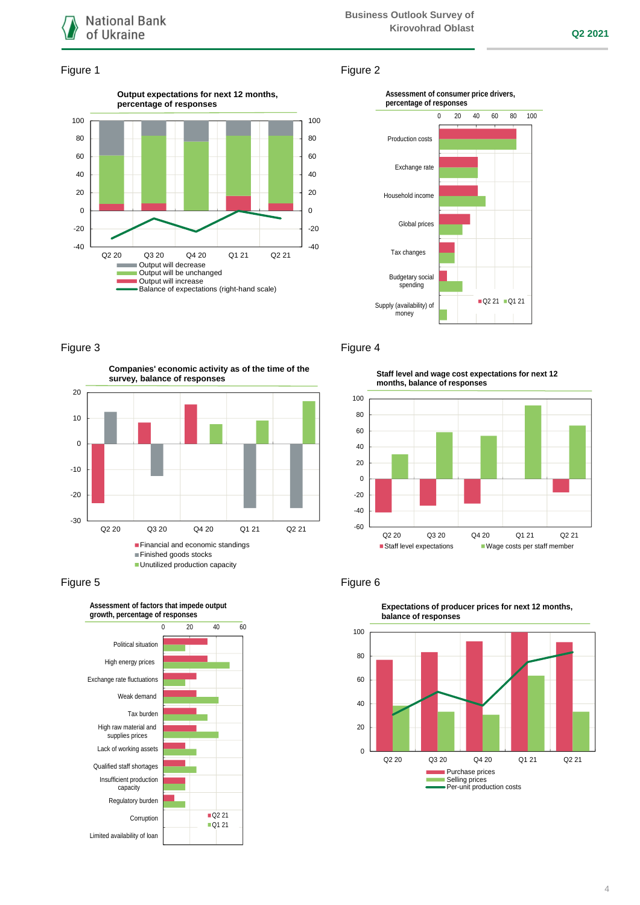Figure 1

**Output expectations for next 12 months, percentage of responses**

- Output will decrease
- Output will be unchanged
- Output will increase
- Balance of expectations (right-hand scale)

Figure 2

**Assessment of consumer price drivers, percentage of responses**

Production costs, Exchange rate, Household income, Global prices, Tax changes, Budgetary social spending, Supply (availability) of money

Q2 21 | Q1 21

Figure 3

**Companies' economic activity as of the time of the survey, balance of responses**

- Financial and economic standings
- Finished goods stocks
- Unutilized production capacity

Figure 4

**Staff level and wage cost expectations for next 12 months, balance of responses**

- Staff level expectations
- Wage costs per staff member

Figure 5

**Assessment of factors that impede output growth, percentage of responses**

Political situation, High energy prices, Exchange rate fluctuations, Weak demand, Tax burden, High raw material and supplies prices, Lack of working assets, Qualified staff shortages, Insufficient production capacity, Regulatory burden, Corruption, Limited availability of loan

Q2 21 | Q1 21

Figure 6

**Expectations of producer prices for next 12 months, balance of responses**

- Purchase prices
- Selling prices
- Per-unit production costs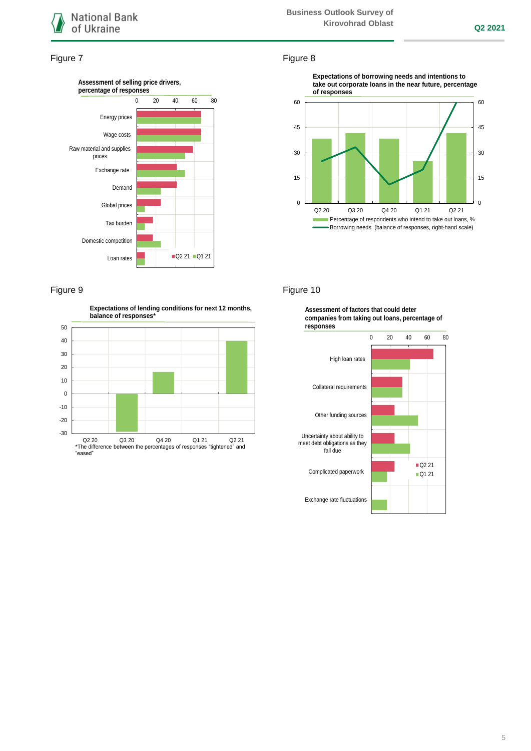Figure 7

Assessment of selling price drivers, percentage of responses

0 20 40 60 80

Energy prices

Wage costs

Raw material and supplies prices

Exchange rate

Demand

Global prices

Tax burden

Domestic competition

Loan rates

Q2 21 Q1 21

Figure 8

Expectations of borrowing needs and intentions to take out corporate loans in the near future, percentage of responses

60 45 30 15 0

Q2 20 Q3 20 Q4 20 Q1 21 Q2 21

Percentage of respondents who intend to take out loans, %

Borrowing needs (balance of responses, right-hand scale)

Figure 9

Expectations of lending conditions for next 12 months, balance of responses*

50 40 30 20 10 0 -10 -20 -30

Q2 20 Q3 20 Q4 20 Q1 21 Q2 21

*The difference between the percentages of responses "tightened" and "eased"

Figure 10

Assessment of factors that could deter companies from taking out loans, percentage of responses

0 20 40 60 80

High loan rates

Collateral requirements

Other funding sources

Uncertainty about ability to meet debt obligations as they fall due

Complicated paperwork

Exchange rate fluctuations

Q2 21 Q1 21